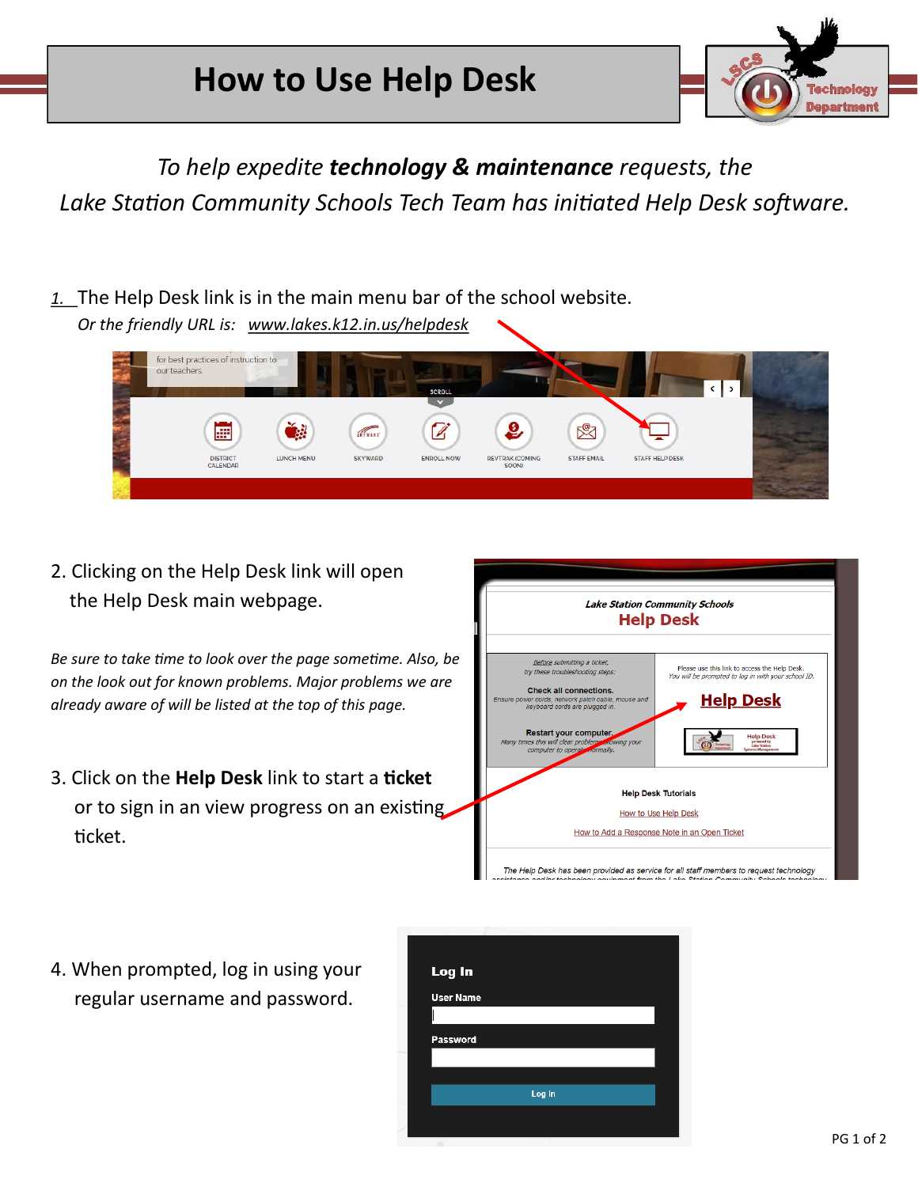# How to Use Help Desk

*To help expedite **technology & maintenance** requests, the Lake Station Community Schools Tech Team has initiated Help Desk software.*

1. The Help Desk link is in the main menu bar of the school website.
   *Or the friendly URL is: www.lakes.k12.in.us/helpdesk*

2. Clicking on the Help Desk link will open the Help Desk main webpage.

*Be sure to take time to look over the page sometime. Also, be on the look out for known problems. Major problems we are already aware of will be listed at the top of this page.*

3. Click on the **Help Desk** link to start a **ticket** or to sign in an view progress on an existing ticket.

4. When prompted, log in using your regular username and password.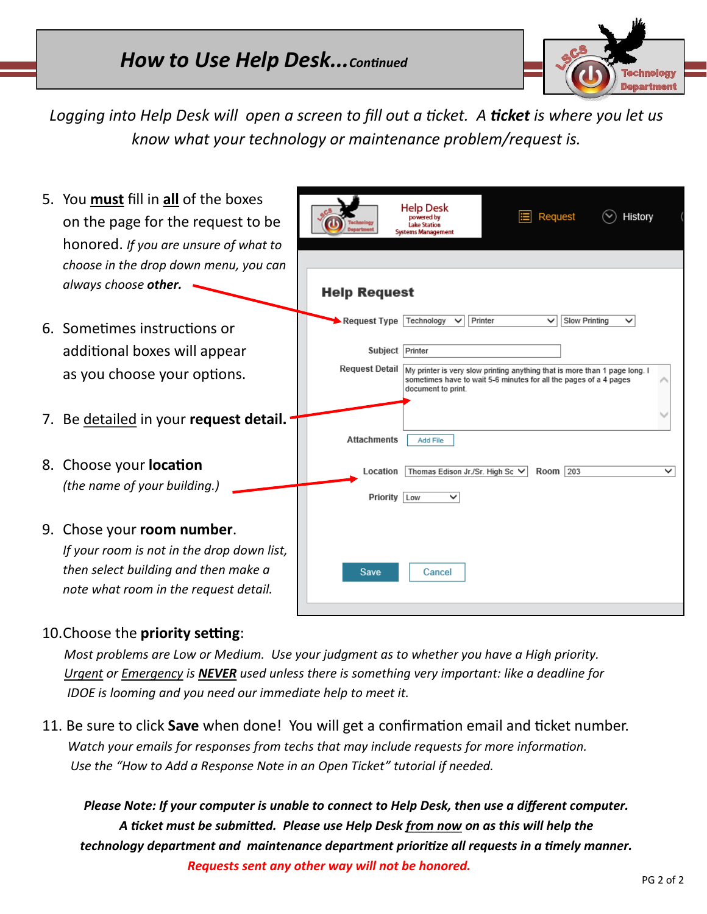# How to Use Help Desk...*Continued*

*Logging into Help Desk will open a screen to fill out a ticket. A* ***ticket*** *is where you let us know what your technology or maintenance problem/request is.*

5. You **must** fill in **all** of the boxes on the page for the request to be honored. *If you are unsure of what to choose in the drop down menu, you can always choose* ***other.***

6. Sometimes instructions or additional boxes will appear as you choose your options.

7. Be detailed in your **request detail.**

8. Choose your **location** *(the name of your building.)*

9. Chose your **room number**. *If your room is not in the drop down list, then select building and then make a note what room in the request detail.*

10. Choose the **priority setting**:
    *Most problems are Low or Medium. Use your judgment as to whether you have a High priority. Urgent or Emergency is* ***NEVER*** *used unless there is something very important: like a deadline for IDOE is looming and you need our immediate help to meet it.*

11. Be sure to click **Save** when done! You will get a confirmation email and ticket number.
    *Watch your emails for responses from techs that may include requests for more information. Use the "How to Add a Response Note in an Open Ticket" tutorial if needed.*

***Please Note: If your computer is unable to connect to Help Desk, then use a different computer. A ticket must be submitted. Please use Help Desk from now on as this will help the technology department and maintenance department prioritize all requests in a timely manner.***

***Requests sent any other way will not be honored.***